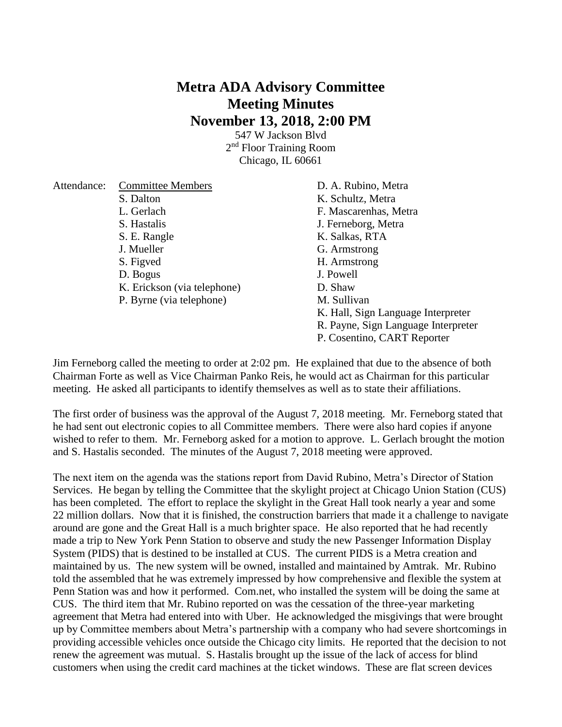# Metra ADA Advisory Committee
# Meeting Minutes
# November 13, 2018, 2:00 PM

547 W Jackson Blvd
2nd Floor Training Room
Chicago, IL 60661

Attendance:

| Committee Members | |
|---|---|
| S. Dalton | D. A. Rubino, Metra |
| L. Gerlach | K. Schultz, Metra |
| S. Hastalis | F. Mascarenhas, Metra |
| S. E. Rangle | J. Ferneborg, Metra |
| J. Mueller | K. Salkas, RTA |
| S. Figved | G. Armstrong |
| D. Bogus | H. Armstrong |
| K. Erickson (via telephone) | J. Powell |
| P. Byrne (via telephone) | D. Shaw |
| | M. Sullivan |
| | K. Hall, Sign Language Interpreter |
| | R. Payne, Sign Language Interpreter |
| | P. Cosentino, CART Reporter |

Jim Ferneborg called the meeting to order at 2:02 pm. He explained that due to the absence of both Chairman Forte as well as Vice Chairman Panko Reis, he would act as Chairman for this particular meeting. He asked all participants to identify themselves as well as to state their affiliations.

The first order of business was the approval of the August 7, 2018 meeting. Mr. Ferneborg stated that he had sent out electronic copies to all Committee members. There were also hard copies if anyone wished to refer to them. Mr. Ferneborg asked for a motion to approve. L. Gerlach brought the motion and S. Hastalis seconded. The minutes of the August 7, 2018 meeting were approved.

The next item on the agenda was the stations report from David Rubino, Metra's Director of Station Services. He began by telling the Committee that the skylight project at Chicago Union Station (CUS) has been completed. The effort to replace the skylight in the Great Hall took nearly a year and some 22 million dollars. Now that it is finished, the construction barriers that made it a challenge to navigate around are gone and the Great Hall is a much brighter space. He also reported that he had recently made a trip to New York Penn Station to observe and study the new Passenger Information Display System (PIDS) that is destined to be installed at CUS. The current PIDS is a Metra creation and maintained by us. The new system will be owned, installed and maintained by Amtrak. Mr. Rubino told the assembled that he was extremely impressed by how comprehensive and flexible the system at Penn Station was and how it performed. Com.net, who installed the system will be doing the same at CUS. The third item that Mr. Rubino reported on was the cessation of the three-year marketing agreement that Metra had entered into with Uber. He acknowledged the misgivings that were brought up by Committee members about Metra's partnership with a company who had severe shortcomings in providing accessible vehicles once outside the Chicago city limits. He reported that the decision to not renew the agreement was mutual. S. Hastalis brought up the issue of the lack of access for blind customers when using the credit card machines at the ticket windows. These are flat screen devices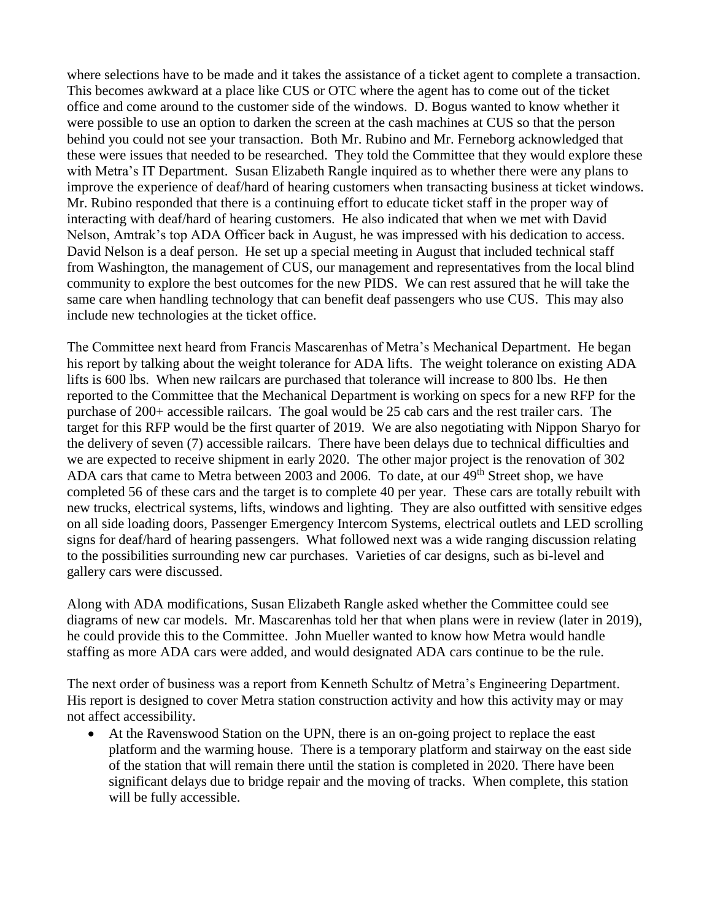where selections have to be made and it takes the assistance of a ticket agent to complete a transaction. This becomes awkward at a place like CUS or OTC where the agent has to come out of the ticket office and come around to the customer side of the windows. D. Bogus wanted to know whether it were possible to use an option to darken the screen at the cash machines at CUS so that the person behind you could not see your transaction. Both Mr. Rubino and Mr. Ferneborg acknowledged that these were issues that needed to be researched. They told the Committee that they would explore these with Metra's IT Department. Susan Elizabeth Rangle inquired as to whether there were any plans to improve the experience of deaf/hard of hearing customers when transacting business at ticket windows. Mr. Rubino responded that there is a continuing effort to educate ticket staff in the proper way of interacting with deaf/hard of hearing customers. He also indicated that when we met with David Nelson, Amtrak's top ADA Officer back in August, he was impressed with his dedication to access. David Nelson is a deaf person. He set up a special meeting in August that included technical staff from Washington, the management of CUS, our management and representatives from the local blind community to explore the best outcomes for the new PIDS. We can rest assured that he will take the same care when handling technology that can benefit deaf passengers who use CUS. This may also include new technologies at the ticket office.

The Committee next heard from Francis Mascarenhas of Metra's Mechanical Department. He began his report by talking about the weight tolerance for ADA lifts. The weight tolerance on existing ADA lifts is 600 lbs. When new railcars are purchased that tolerance will increase to 800 lbs. He then reported to the Committee that the Mechanical Department is working on specs for a new RFP for the purchase of 200+ accessible railcars. The goal would be 25 cab cars and the rest trailer cars. The target for this RFP would be the first quarter of 2019. We are also negotiating with Nippon Sharyo for the delivery of seven (7) accessible railcars. There have been delays due to technical difficulties and we are expected to receive shipment in early 2020. The other major project is the renovation of 302 ADA cars that came to Metra between 2003 and 2006. To date, at our 49th Street shop, we have completed 56 of these cars and the target is to complete 40 per year. These cars are totally rebuilt with new trucks, electrical systems, lifts, windows and lighting. They are also outfitted with sensitive edges on all side loading doors, Passenger Emergency Intercom Systems, electrical outlets and LED scrolling signs for deaf/hard of hearing passengers. What followed next was a wide ranging discussion relating to the possibilities surrounding new car purchases. Varieties of car designs, such as bi-level and gallery cars were discussed.

Along with ADA modifications, Susan Elizabeth Rangle asked whether the Committee could see diagrams of new car models. Mr. Mascarenhas told her that when plans were in review (later in 2019), he could provide this to the Committee. John Mueller wanted to know how Metra would handle staffing as more ADA cars were added, and would designated ADA cars continue to be the rule.

The next order of business was a report from Kenneth Schultz of Metra's Engineering Department. His report is designed to cover Metra station construction activity and how this activity may or may not affect accessibility.

- At the Ravenswood Station on the UPN, there is an on-going project to replace the east platform and the warming house. There is a temporary platform and stairway on the east side of the station that will remain there until the station is completed in 2020. There have been significant delays due to bridge repair and the moving of tracks. When complete, this station will be fully accessible.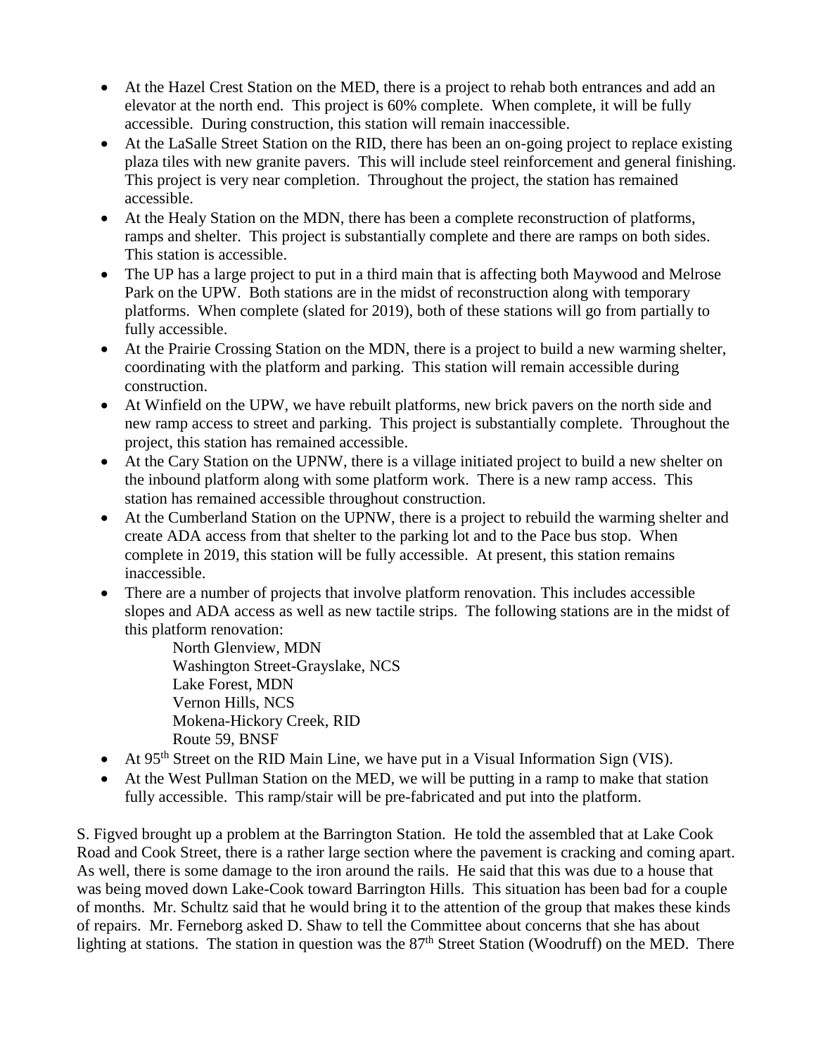- At the Hazel Crest Station on the MED, there is a project to rehab both entrances and add an elevator at the north end. This project is 60% complete. When complete, it will be fully accessible. During construction, this station will remain inaccessible.
- At the LaSalle Street Station on the RID, there has been an on-going project to replace existing plaza tiles with new granite pavers. This will include steel reinforcement and general finishing. This project is very near completion. Throughout the project, the station has remained accessible.
- At the Healy Station on the MDN, there has been a complete reconstruction of platforms, ramps and shelter. This project is substantially complete and there are ramps on both sides. This station is accessible.
- The UP has a large project to put in a third main that is affecting both Maywood and Melrose Park on the UPW. Both stations are in the midst of reconstruction along with temporary platforms. When complete (slated for 2019), both of these stations will go from partially to fully accessible.
- At the Prairie Crossing Station on the MDN, there is a project to build a new warming shelter, coordinating with the platform and parking. This station will remain accessible during construction.
- At Winfield on the UPW, we have rebuilt platforms, new brick pavers on the north side and new ramp access to street and parking. This project is substantially complete. Throughout the project, this station has remained accessible.
- At the Cary Station on the UPNW, there is a village initiated project to build a new shelter on the inbound platform along with some platform work. There is a new ramp access. This station has remained accessible throughout construction.
- At the Cumberland Station on the UPNW, there is a project to rebuild the warming shelter and create ADA access from that shelter to the parking lot and to the Pace bus stop. When complete in 2019, this station will be fully accessible. At present, this station remains inaccessible.
- There are a number of projects that involve platform renovation. This includes accessible slopes and ADA access as well as new tactile strips. The following stations are in the midst of this platform renovation:

  North Glenview, MDN
  Washington Street-Grayslake, NCS
  Lake Forest, MDN
  Vernon Hills, NCS
  Mokena-Hickory Creek, RID
  Route 59, BNSF
- At 95th Street on the RID Main Line, we have put in a Visual Information Sign (VIS).
- At the West Pullman Station on the MED, we will be putting in a ramp to make that station fully accessible. This ramp/stair will be pre-fabricated and put into the platform.

S. Figved brought up a problem at the Barrington Station. He told the assembled that at Lake Cook Road and Cook Street, there is a rather large section where the pavement is cracking and coming apart. As well, there is some damage to the iron around the rails. He said that this was due to a house that was being moved down Lake-Cook toward Barrington Hills. This situation has been bad for a couple of months. Mr. Schultz said that he would bring it to the attention of the group that makes these kinds of repairs. Mr. Ferneborg asked D. Shaw to tell the Committee about concerns that she has about lighting at stations. The station in question was the 87th Street Station (Woodruff) on the MED. There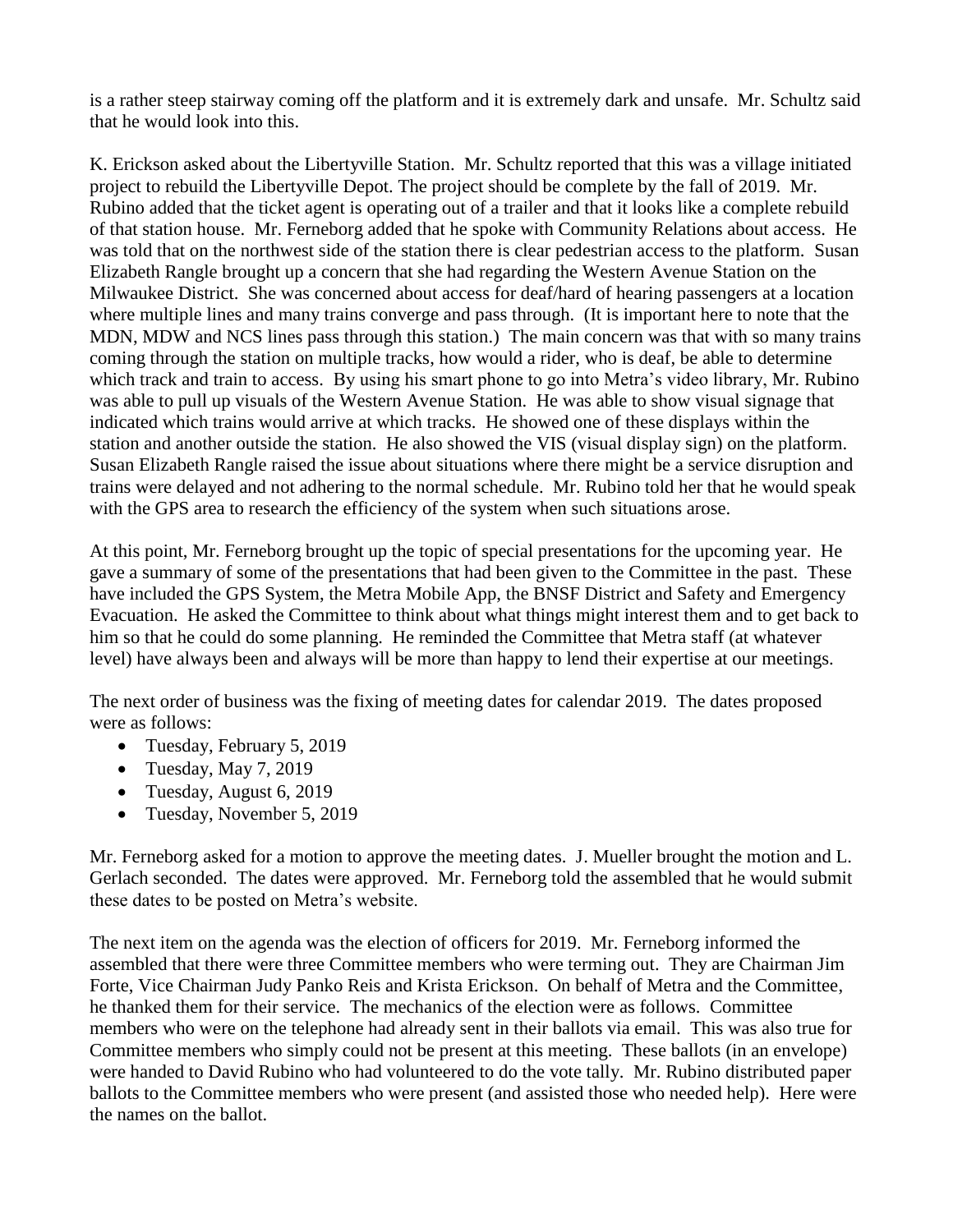is a rather steep stairway coming off the platform and it is extremely dark and unsafe. Mr. Schultz said that he would look into this.

K. Erickson asked about the Libertyville Station. Mr. Schultz reported that this was a village initiated project to rebuild the Libertyville Depot. The project should be complete by the fall of 2019. Mr. Rubino added that the ticket agent is operating out of a trailer and that it looks like a complete rebuild of that station house. Mr. Ferneborg added that he spoke with Community Relations about access. He was told that on the northwest side of the station there is clear pedestrian access to the platform. Susan Elizabeth Rangle brought up a concern that she had regarding the Western Avenue Station on the Milwaukee District. She was concerned about access for deaf/hard of hearing passengers at a location where multiple lines and many trains converge and pass through. (It is important here to note that the MDN, MDW and NCS lines pass through this station.) The main concern was that with so many trains coming through the station on multiple tracks, how would a rider, who is deaf, be able to determine which track and train to access. By using his smart phone to go into Metra's video library, Mr. Rubino was able to pull up visuals of the Western Avenue Station. He was able to show visual signage that indicated which trains would arrive at which tracks. He showed one of these displays within the station and another outside the station. He also showed the VIS (visual display sign) on the platform. Susan Elizabeth Rangle raised the issue about situations where there might be a service disruption and trains were delayed and not adhering to the normal schedule. Mr. Rubino told her that he would speak with the GPS area to research the efficiency of the system when such situations arose.

At this point, Mr. Ferneborg brought up the topic of special presentations for the upcoming year. He gave a summary of some of the presentations that had been given to the Committee in the past. These have included the GPS System, the Metra Mobile App, the BNSF District and Safety and Emergency Evacuation. He asked the Committee to think about what things might interest them and to get back to him so that he could do some planning. He reminded the Committee that Metra staff (at whatever level) have always been and always will be more than happy to lend their expertise at our meetings.

The next order of business was the fixing of meeting dates for calendar 2019. The dates proposed were as follows:

- Tuesday, February 5, 2019
- Tuesday, May 7, 2019
- Tuesday, August 6, 2019
- Tuesday, November 5, 2019

Mr. Ferneborg asked for a motion to approve the meeting dates. J. Mueller brought the motion and L. Gerlach seconded. The dates were approved. Mr. Ferneborg told the assembled that he would submit these dates to be posted on Metra's website.

The next item on the agenda was the election of officers for 2019. Mr. Ferneborg informed the assembled that there were three Committee members who were terming out. They are Chairman Jim Forte, Vice Chairman Judy Panko Reis and Krista Erickson. On behalf of Metra and the Committee, he thanked them for their service. The mechanics of the election were as follows. Committee members who were on the telephone had already sent in their ballots via email. This was also true for Committee members who simply could not be present at this meeting. These ballots (in an envelope) were handed to David Rubino who had volunteered to do the vote tally. Mr. Rubino distributed paper ballots to the Committee members who were present (and assisted those who needed help). Here were the names on the ballot.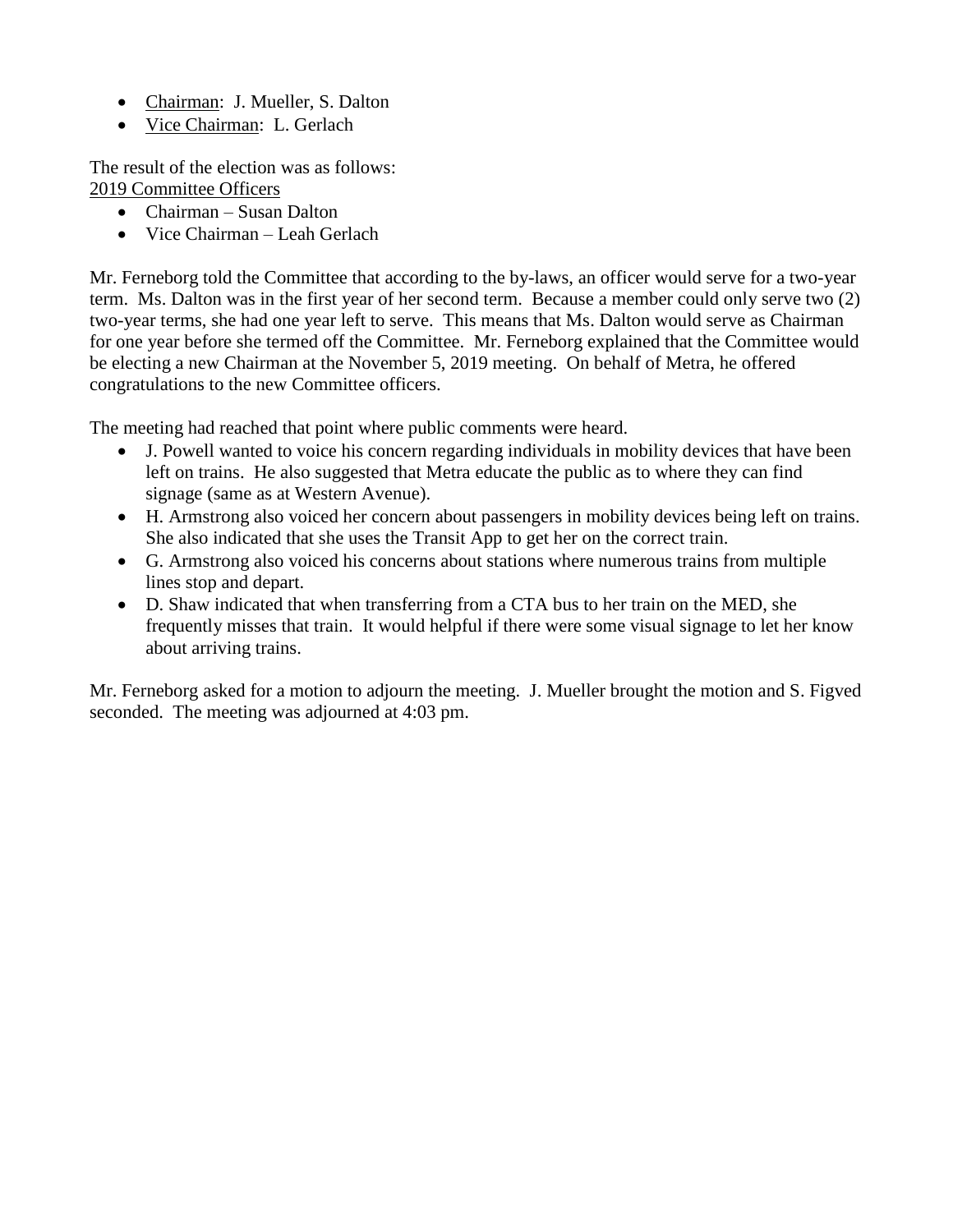- Chairman: J. Mueller, S. Dalton
- Vice Chairman: L. Gerlach

The result of the election was as follows:
2019 Committee Officers

- Chairman – Susan Dalton
- Vice Chairman – Leah Gerlach

Mr. Ferneborg told the Committee that according to the by-laws, an officer would serve for a two-year term. Ms. Dalton was in the first year of her second term. Because a member could only serve two (2) two-year terms, she had one year left to serve. This means that Ms. Dalton would serve as Chairman for one year before she termed off the Committee. Mr. Ferneborg explained that the Committee would be electing a new Chairman at the November 5, 2019 meeting. On behalf of Metra, he offered congratulations to the new Committee officers.

The meeting had reached that point where public comments were heard.

- J. Powell wanted to voice his concern regarding individuals in mobility devices that have been left on trains. He also suggested that Metra educate the public as to where they can find signage (same as at Western Avenue).
- H. Armstrong also voiced her concern about passengers in mobility devices being left on trains. She also indicated that she uses the Transit App to get her on the correct train.
- G. Armstrong also voiced his concerns about stations where numerous trains from multiple lines stop and depart.
- D. Shaw indicated that when transferring from a CTA bus to her train on the MED, she frequently misses that train. It would helpful if there were some visual signage to let her know about arriving trains.

Mr. Ferneborg asked for a motion to adjourn the meeting. J. Mueller brought the motion and S. Figved seconded. The meeting was adjourned at 4:03 pm.